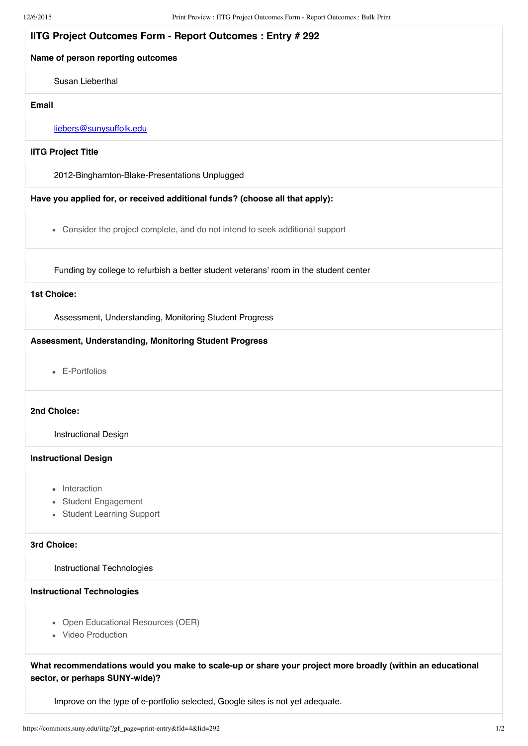## IITG Project Outcomes Form - Report Outcomes : Entry # 292

**Name of person reporting outcomes**

Susan Lieberthal

**Email**

liebers@sunysuffolk.edu

**IITG Project Title**

2012-Binghamton-Blake-Presentations Unplugged

**Have you applied for, or received additional funds? (choose all that apply):**

- Consider the project complete, and do not intend to seek additional support

Funding by college to refurbish a better student veterans' room in the student center

**1st Choice:**

Assessment, Understanding, Monitoring Student Progress

**Assessment, Understanding, Monitoring Student Progress**

- E-Portfolios

**2nd Choice:**

Instructional Design

**Instructional Design**

- Interaction
- Student Engagement
- Student Learning Support

**3rd Choice:**

Instructional Technologies

**Instructional Technologies**

- Open Educational Resources (OER)
- Video Production

**What recommendations would you make to scale-up or share your project more broadly (within an educational sector, or perhaps SUNY-wide)?**

Improve on the type of e-portfolio selected, Google sites is not yet adequate.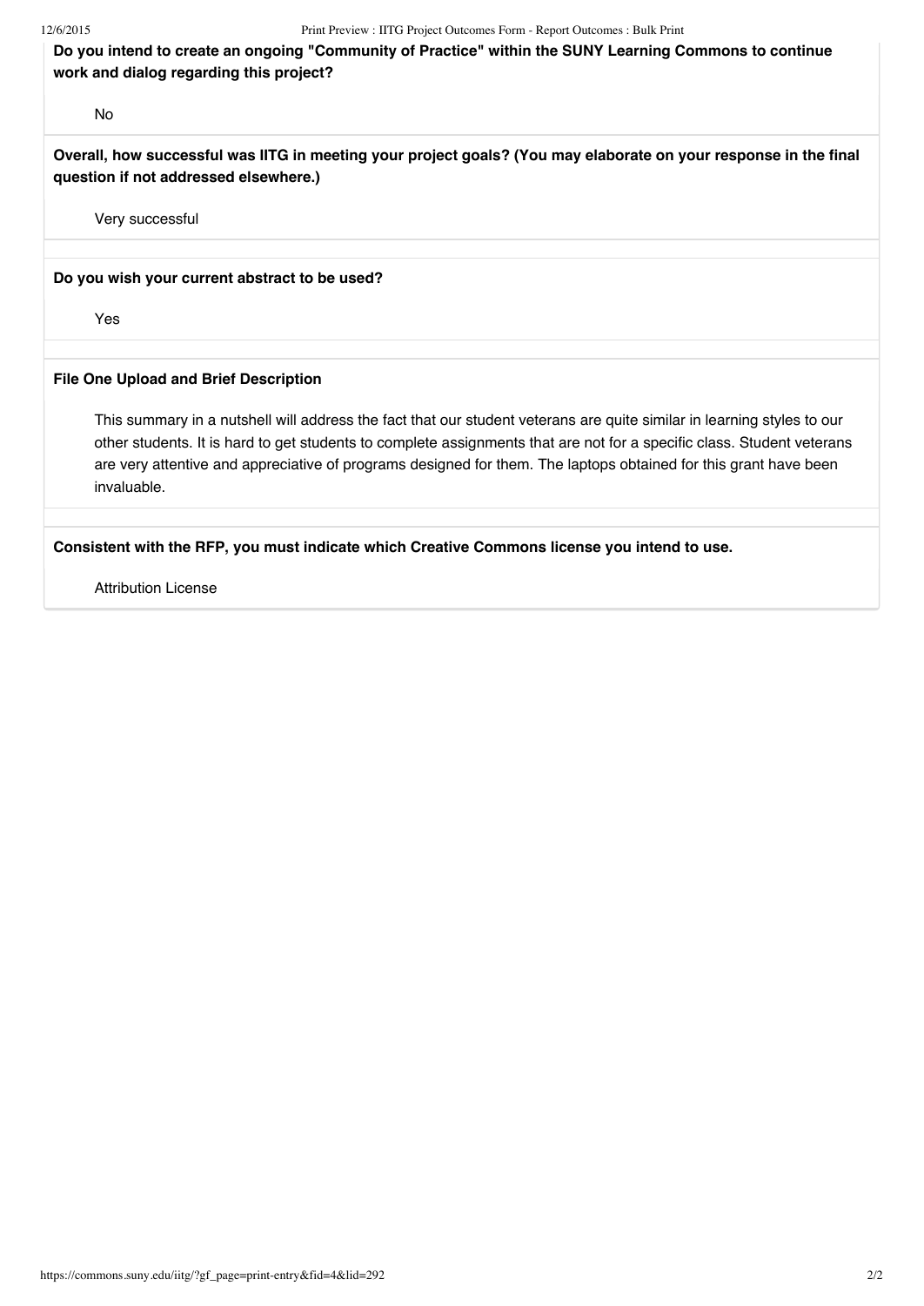**Do you intend to create an ongoing "Community of Practice" within the SUNY Learning Commons to continue work and dialog regarding this project?**

No

**Overall, how successful was IITG in meeting your project goals? (You may elaborate on your response in the final question if not addressed elsewhere.)**

Very successful

**Do you wish your current abstract to be used?**

Yes

**File One Upload and Brief Description**

This summary in a nutshell will address the fact that our student veterans are quite similar in learning styles to our other students. It is hard to get students to complete assignments that are not for a specific class. Student veterans are very attentive and appreciative of programs designed for them. The laptops obtained for this grant have been invaluable.

**Consistent with the RFP, you must indicate which Creative Commons license you intend to use.**

Attribution License